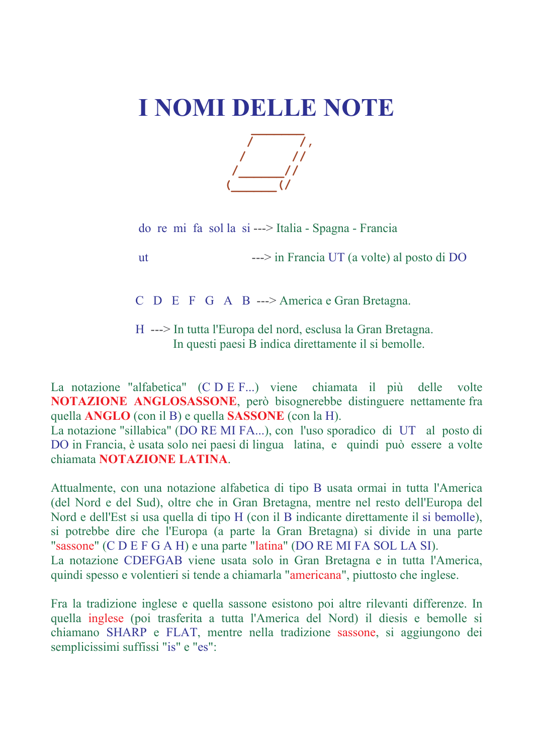# I NOMI DELLE NOTE

```
       _______
      /      /,
     /      //
    /______//
   (______(/
```

do re mi fa sol la si ---> Italia - Spagna - Francia

ut ---> in Francia UT (a volte) al posto di DO

C D E F G A B ---> America e Gran Bretagna.

H ---> In tutta l'Europa del nord, esclusa la Gran Bretagna.
In questi paesi B indica direttamente il si bemolle.

La notazione "alfabetica" (C D E F...) viene chiamata il più delle volte **NOTAZIONE ANGLOSASSONE**, però bisognerebbe distinguere nettamente fra quella **ANGLO** (con il B) e quella **SASSONE** (con la H).
La notazione "sillabica" (DO RE MI FA...), con l'uso sporadico di UT al posto di DO in Francia, è usata solo nei paesi di lingua latina, e quindi può essere a volte chiamata **NOTAZIONE LATINA**.

Attualmente, con una notazione alfabetica di tipo B usata ormai in tutta l'America (del Nord e del Sud), oltre che in Gran Bretagna, mentre nel resto dell'Europa del Nord e dell'Est si usa quella di tipo H (con il B indicante direttamente il si bemolle), si potrebbe dire che l'Europa (a parte la Gran Bretagna) si divide in una parte "sassone" (C D E F G A H) e una parte "latina" (DO RE MI FA SOL LA SI).
La notazione CDEFGAB viene usata solo in Gran Bretagna e in tutta l'America, quindi spesso e volentieri si tende a chiamarla "americana", piuttosto che inglese.

Fra la tradizione inglese e quella sassone esistono poi altre rilevanti differenze. In quella inglese (poi trasferita a tutta l'America del Nord) il diesis e bemolle si chiamano SHARP e FLAT, mentre nella tradizione sassone, si aggiungono dei semplicissimi suffissi "is" e "es":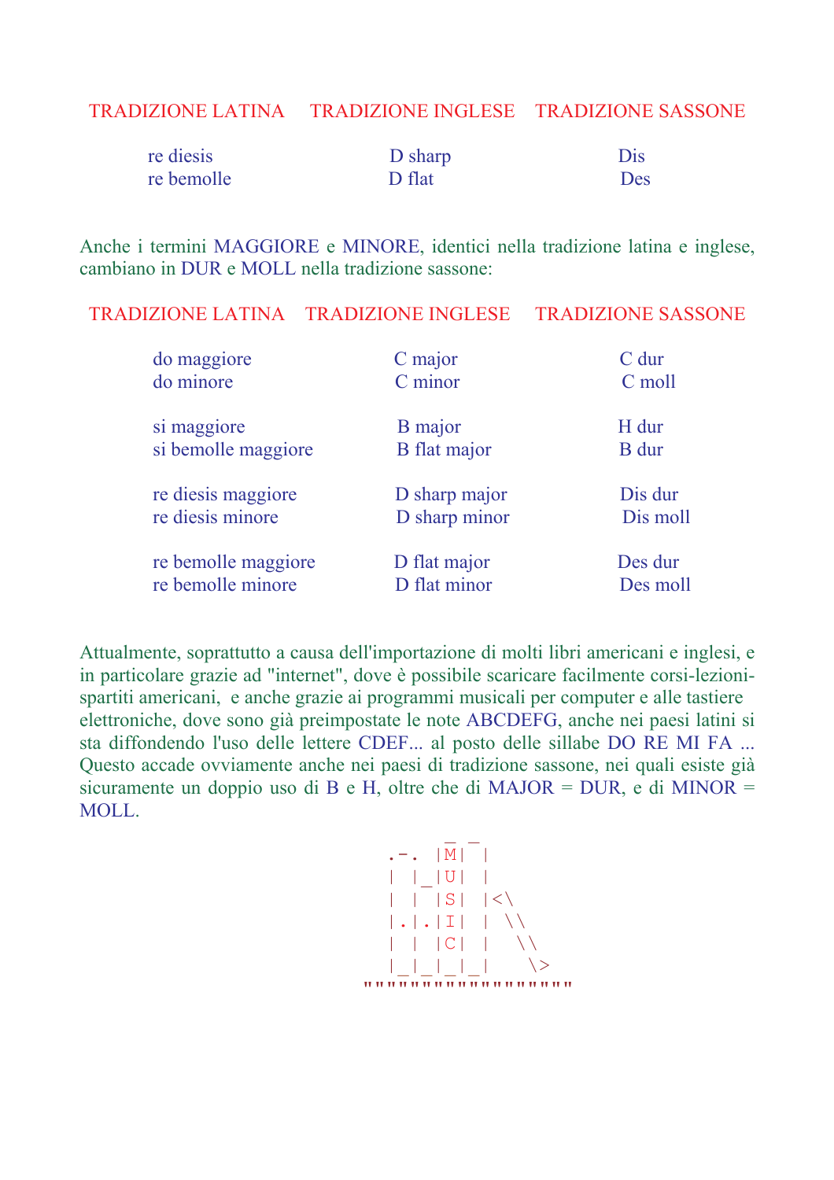| TRADIZIONE LATINA | TRADIZIONE INGLESE | TRADIZIONE SASSONE |
|---|---|---|
| re diesis | D sharp | Dis |
| re bemolle | D flat | Des |

Anche i termini MAGGIORE e MINORE, identici nella tradizione latina e inglese, cambiano in DUR e MOLL nella tradizione sassone:

| TRADIZIONE LATINA | TRADIZIONE INGLESE | TRADIZIONE SASSONE |
|---|---|---|
| do maggiore | C major | C dur |
| do minore | C minor | C moll |
| si maggiore | B major | H dur |
| si bemolle maggiore | B flat major | B dur |
| re diesis maggiore | D sharp major | Dis dur |
| re diesis minore | D sharp minor | Dis moll |
| re bemolle maggiore | D flat major | Des dur |
| re bemolle minore | D flat minor | Des moll |

Attualmente, soprattutto a causa dell'importazione di molti libri americani e inglesi, e in particolare grazie ad "internet", dove è possibile scaricare facilmente corsi-lezioni-spartiti americani, e anche grazie ai programmi musicali per computer e alle tastiere elettroniche, dove sono già preimpostate le note ABCDEFG, anche nei paesi latini si sta diffondendo l'uso delle lettere CDEF... al posto delle sillabe DO RE MI FA ... Questo accade ovviamente anche nei paesi di tradizione sassone, nei quali esiste già sicuramente un doppio uso di B e H, oltre che di MAJOR = DUR, e di MINOR = MOLL.

```
         _ _
 .-.  |M| |
 | |_|U| |
 | |  |S| |<\
 |.|.|I| | \\
 | |  |C| |  \\
 |_|_|_|_|   \>
""""""""""""""""""
```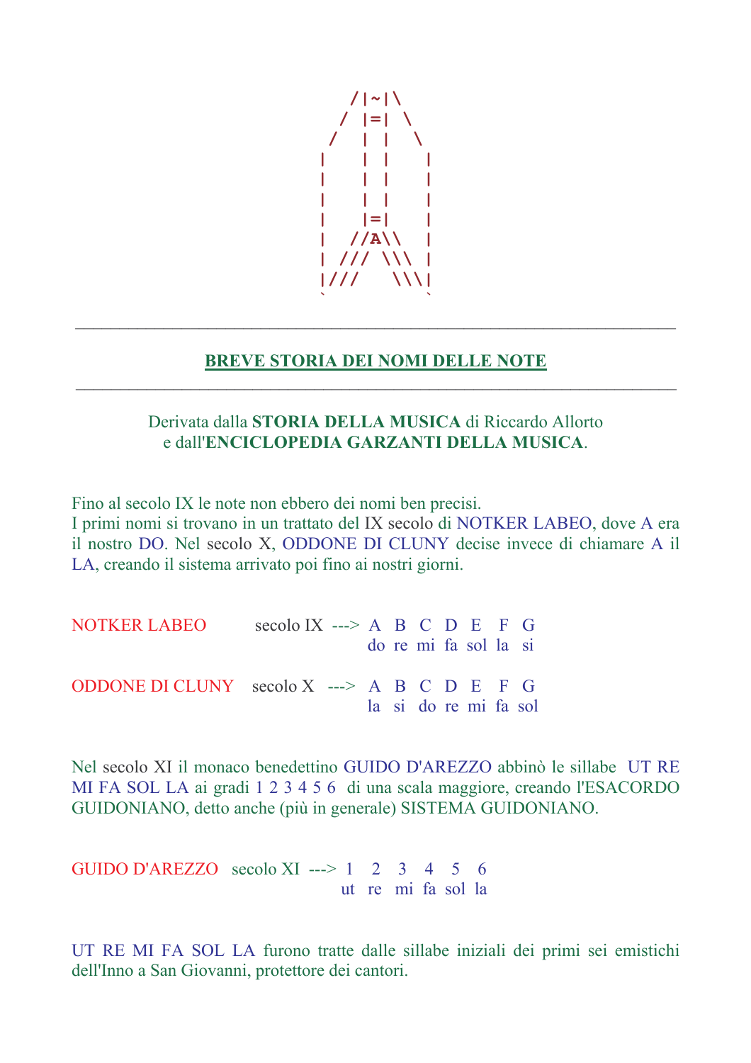```
    /|~|\
   /  |=|  \
  /   | |   \
 |    | |    |
 |    | |    |
 |    | |    |
 |    |=|    |
 |   //A\\   |
 |  ///  \\\ |
 |///     \\\|
 `           `
```

---

## BREVE STORIA DEI NOMI DELLE NOTE

---

Derivata dalla **STORIA DELLA MUSICA** di Riccardo Allorto
e dall'**ENCICLOPEDIA GARZANTI DELLA MUSICA**.

Fino al secolo IX le note non ebbero dei nomi ben precisi.
I primi nomi si trovano in un trattato del IX secolo di NOTKER LABEO, dove A era il nostro DO. Nel secolo X, ODDONE DI CLUNY decise invece di chiamare A il LA, creando il sistema arrivato poi fino ai nostri giorni.

| | | A | B | C | D | E | F | G |
|---|---|---|---|---|---|---|---|---|
| NOTKER LABEO | secolo IX ---> | do | re | mi | fa | sol | la | si |
| ODDONE DI CLUNY | secolo X ---> | la | si | do | re | mi | fa | sol |

Nel secolo XI il monaco benedettino GUIDO D'AREZZO abbinò le sillabe UT RE MI FA SOL LA ai gradi 1 2 3 4 5 6 di una scala maggiore, creando l'ESACORDO GUIDONIANO, detto anche (più in generale) SISTEMA GUIDONIANO.

| | | 1 | 2 | 3 | 4 | 5 | 6 |
|---|---|---|---|---|---|---|---|
| GUIDO D'AREZZO | secolo XI ---> | ut | re | mi | fa | sol | la |

UT RE MI FA SOL LA furono tratte dalle sillabe iniziali dei primi sei emistichi dell'Inno a San Giovanni, protettore dei cantori.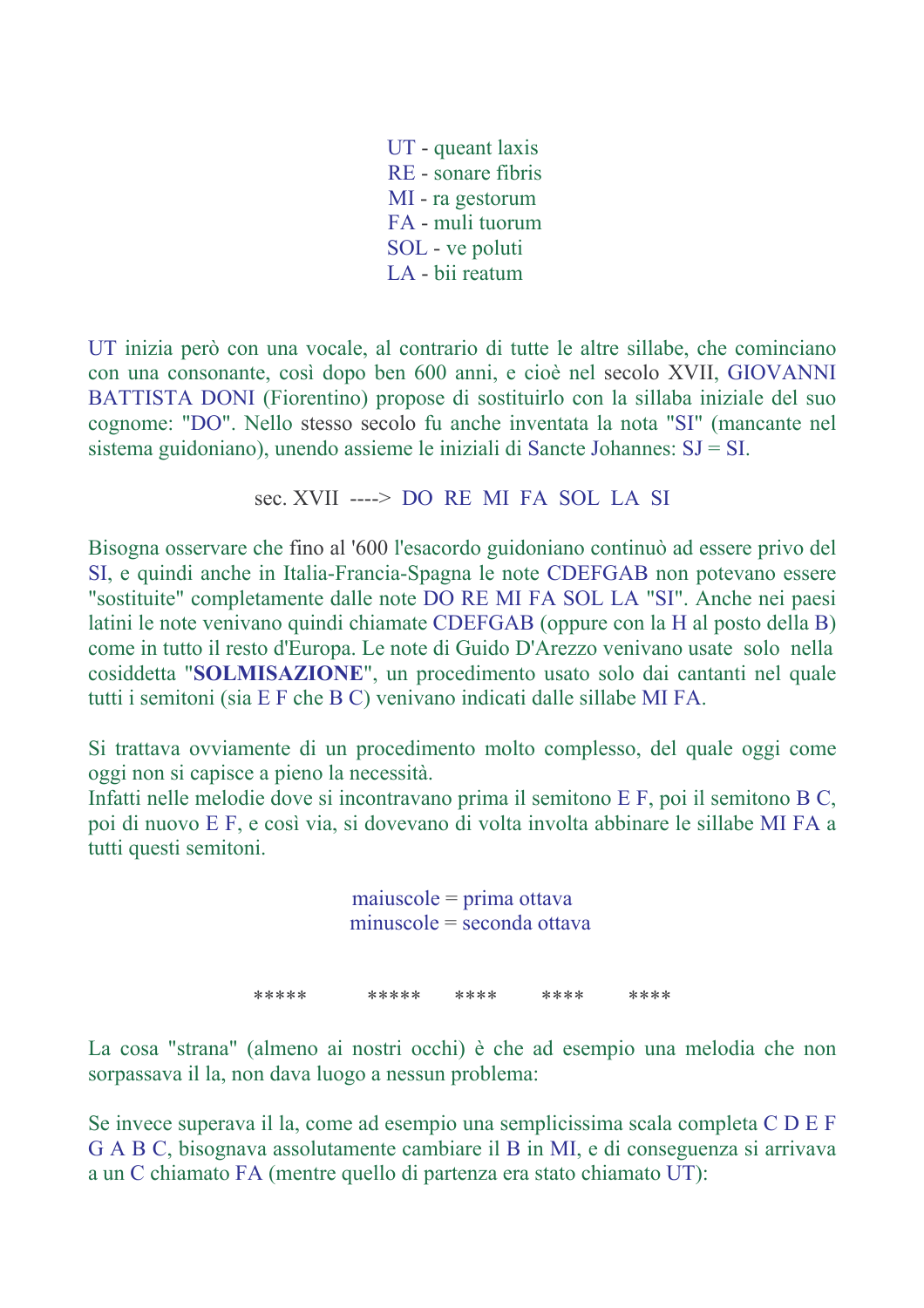UT - queant laxis
RE - sonare fibris
MI - ra gestorum
FA - muli tuorum
SOL - ve poluti
LA - bii reatum

UT inizia però con una vocale, al contrario di tutte le altre sillabe, che cominciano con una consonante, così dopo ben 600 anni, e cioè nel secolo XVII, GIOVANNI BATTISTA DONI (Fiorentino) propose di sostituirlo con la sillaba iniziale del suo cognome: "DO". Nello stesso secolo fu anche inventata la nota "SI" (mancante nel sistema guidoniano), unendo assieme le iniziali di Sancte Johannes: SJ = SI.

sec. XVII ----> DO RE MI FA SOL LA SI

Bisogna osservare che fino al '600 l'esacordo guidoniano continuò ad essere privo del SI, e quindi anche in Italia-Francia-Spagna le note CDEFGAB non potevano essere "sostituite" completamente dalle note DO RE MI FA SOL LA "SI". Anche nei paesi latini le note venivano quindi chiamate CDEFGAB (oppure con la H al posto della B) come in tutto il resto d'Europa. Le note di Guido D'Arezzo venivano usate solo nella cosiddetta "**SOLMISAZIONE**", un procedimento usato solo dai cantanti nel quale tutti i semitoni (sia E F che B C) venivano indicati dalle sillabe MI FA.

Si trattava ovviamente di un procedimento molto complesso, del quale oggi come oggi non si capisce a pieno la necessità.
Infatti nelle melodie dove si incontravano prima il semitono E F, poi il semitono B C, poi di nuovo E F, e così via, si dovevano di volta involta abbinare le sillabe MI FA a tutti questi semitoni.

maiuscole = prima ottava
minuscole = seconda ottava

***** ***** **** **** ****

La cosa "strana" (almeno ai nostri occhi) è che ad esempio una melodia che non sorpassava il la, non dava luogo a nessun problema:

Se invece superava il la, come ad esempio una semplicissima scala completa C D E F G A B C, bisognava assolutamente cambiare il B in MI, e di conseguenza si arrivava a un C chiamato FA (mentre quello di partenza era stato chiamato UT):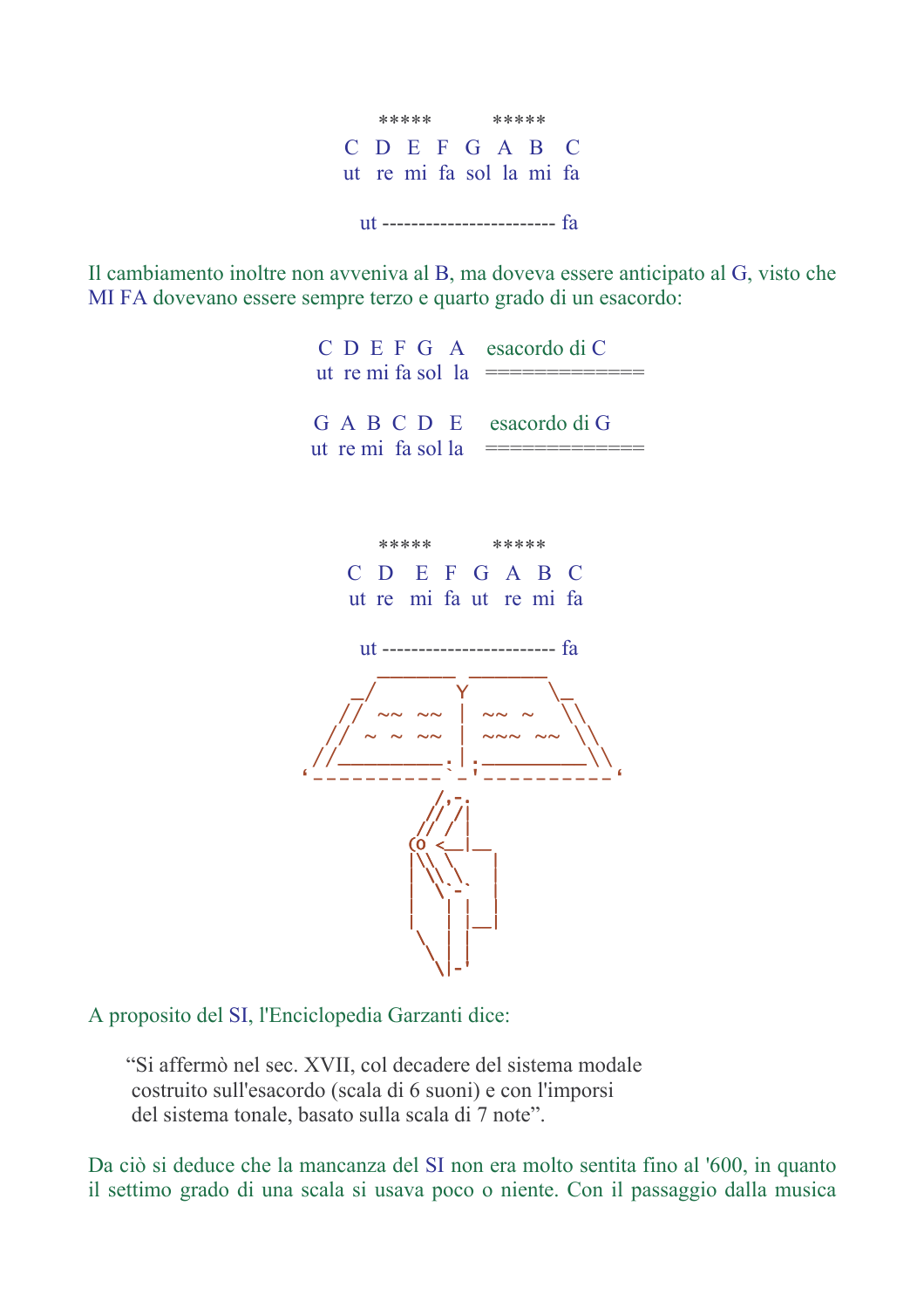```
     *****       *****
  C  D  E  F  G  A  B  C
  ut  re  mi  fa  sol  la  mi  fa

  ut ---------------------- fa
```

Il cambiamento inoltre non avveniva al B, ma doveva essere anticipato al G, visto che MI FA dovevano essere sempre terzo e quarto grado di un esacordo:

```
  C  D  E  F  G   A    esacordo di C
  ut  re mi fa sol  la   =============

  G  A  B  C  D   E    esacordo di G
  ut  re mi  fa sol la   =============
```

```
     *****       *****
  C  D   E  F  G  A  B  C
  ut  re   mi  fa  ut   re  mi  fa

  ut ---------------------- fa
```

```
      _______  _______
   _/        Y        \_
  // ~~  ~~  |  ~~  ~   \\
 // ~  ~  ~~ |  ~~~  ~~  \\
//__________.|.__________\\
`-----------` `-----------'
           /,-.
          // /|
         // / |
        (o <__|__
        |\ \ \   |
        | \ \ `. |
        |  \ -'  |
        |   |  |_|
        \   |  |
         \  |  |
          \|-'
```

A proposito del SI, l'Enciclopedia Garzanti dice:

> “Si affermò nel sec. XVII, col decadere del sistema modale costruito sull'esacordo (scala di 6 suoni) e con l'imporsi del sistema tonale, basato sulla scala di 7 note”.

Da ciò si deduce che la mancanza del SI non era molto sentita fino al '600, in quanto il settimo grado di una scala si usava poco o niente. Con il passaggio dalla musica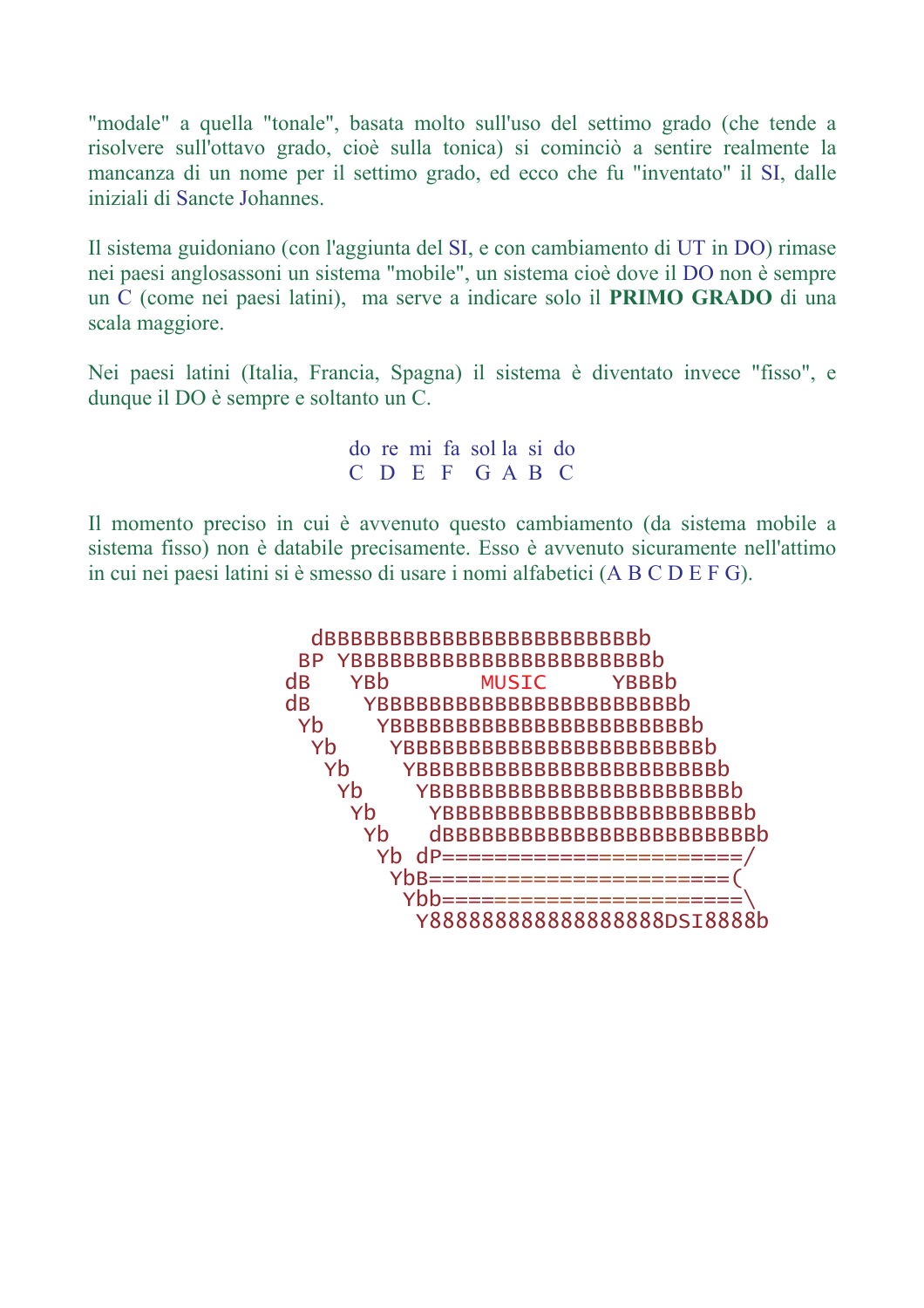"modale" a quella "tonale", basata molto sull'uso del settimo grado (che tende a risolvere sull'ottavo grado, cioè sulla tonica) si cominciò a sentire realmente la mancanza di un nome per il settimo grado, ed ecco che fu "inventato" il SI, dalle iniziali di Sancte Johannes.

Il sistema guidoniano (con l'aggiunta del SI, e con cambiamento di UT in DO) rimase nei paesi anglosassoni un sistema "mobile", un sistema cioè dove il DO non è sempre un C (come nei paesi latini), ma serve a indicare solo il **PRIMO GRADO** di una scala maggiore.

Nei paesi latini (Italia, Francia, Spagna) il sistema è diventato invece "fisso", e dunque il DO è sempre e soltanto un C.

```
do  re  mi  fa  sol la  si  do
C   D   E   F    G  A   B   C
```

Il momento preciso in cui è avvenuto questo cambiamento (da sistema mobile a sistema fisso) non è databile precisamente. Esso è avvenuto sicuramente nell'attimo in cui nei paesi latini si è smesso di usare i nomi alfabetici (A B C D E F G).

```
  dBBBBBBBBBBBBBBBBBBBBBBBBb
 BP YBBBBBBBBBBBBBBBBBBBBBBBb
dB   YBb       MUSIC     YBBBb
dB    YBBBBBBBBBBBBBBBBBBBBBBBb
 Yb    YBBBBBBBBBBBBBBBBBBBBBBBb
  Yb    YBBBBBBBBBBBBBBBBBBBBBBBb
   Yb    YBBBBBBBBBBBBBBBBBBBBBBBb
    Yb    YBBBBBBBBBBBBBBBBBBBBBBBb
     Yb    YBBBBBBBBBBBBBBBBBBBBBBBb
      Yb   dBBBBBBBBBBBBBBBBBBBBBBBBb
       Yb dP=======================/
        YbB======================(
         Ybb=====================\
          Y888888888888888888DSI8888b
```